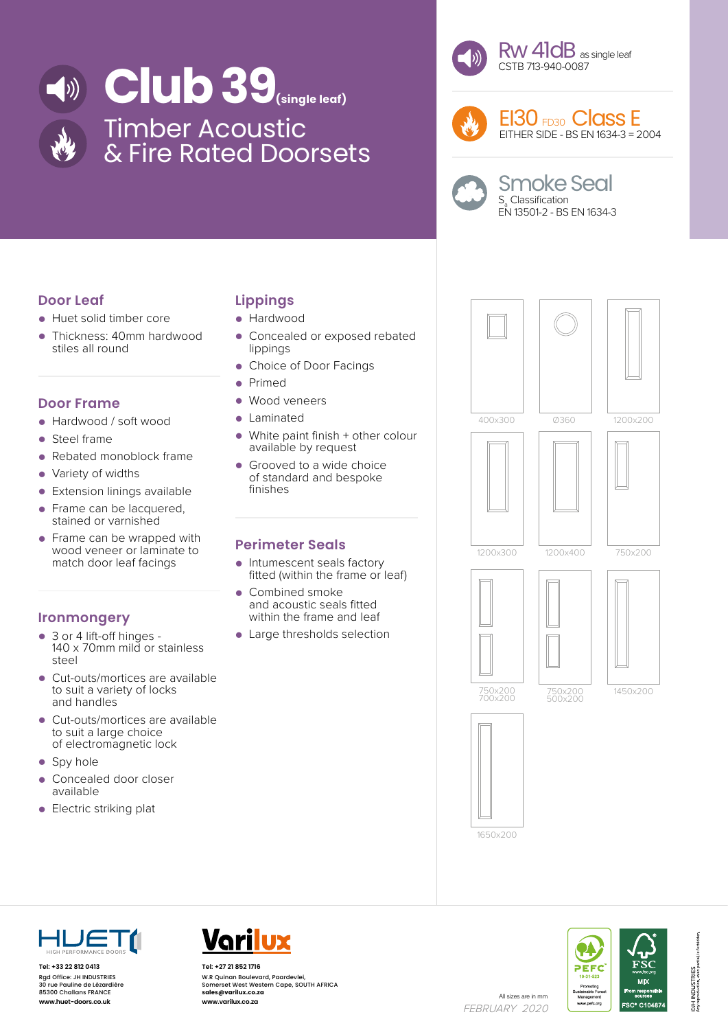# Club 39 (single leaf)

## Timber Acoustic & Fire Rated Doorsets

**Rw 41dB** as single leaf
CSTB 713-940-0087

**EI30** FD30 **Class E**
EITHER SIDE - BS EN 1634-3 = 2004

**Smoke Seal**
$S_a$ Classification
EN 13501-2 - BS EN 1634-3

### Door Leaf

- Huet solid timber core
- Thickness: 40mm hardwood stiles all round

### Door Frame

- Hardwood / soft wood
- Steel frame
- Rebated monoblock frame
- Variety of widths
- Extension linings available
- Frame can be lacquered, stained or varnished
- Frame can be wrapped with wood veneer or laminate to match door leaf facings

### Ironmongery

- 3 or 4 lift-off hinges - 140 x 70mm mild or stainless steel
- Cut-outs/mortices are available to suit a variety of locks and handles
- Cut-outs/mortices are available to suit a large choice of electromagnetic lock
- Spy hole
- Concealed door closer available
- Electric striking plat

### Lippings

- Hardwood
- Concealed or exposed rebated lippings
- Choice of Door Facings
- Primed
- Wood veneers
- Laminated
- White paint finish + other colour available by request
- Grooved to a wide choice of standard and bespoke finishes

### Perimeter Seals

- Intumescent seals factory fitted (within the frame or leaf)
- Combined smoke and acoustic seals fitted within the frame and leaf
- Large thresholds selection

400x300
Ø360
1200x200
1200x300
1200x400
750x200
750x200
700x200
750x200
500x200
1450x200
1650x200

HUET HIGH PERFORMANCE DOORS
**Tel: +33 22 812 0413**
Rgd Office: JH INDUSTRIES
30 rue Pauline de Lézardière
85300 Challans FRANCE
**www.huet-doors.co.uk**

Varilux
**Tel: +27 21 852 1716**
W.R Quinan Boulevard, Paardevlei,
Somerset West Western Cape, SOUTH AFRICA
**sales@varilux.co.za**
**www.varilux.co.za**

All sizes are in mm
*FEBRUARY 2020*

PEFC 10-31-523 Promoting Sustainable Forest Management www.pefc.org
FSC www.fsc.org MIX From responsible sources FSC® C104874

©JH INDUSTRIES Any reproduction, even partial, is forbidden.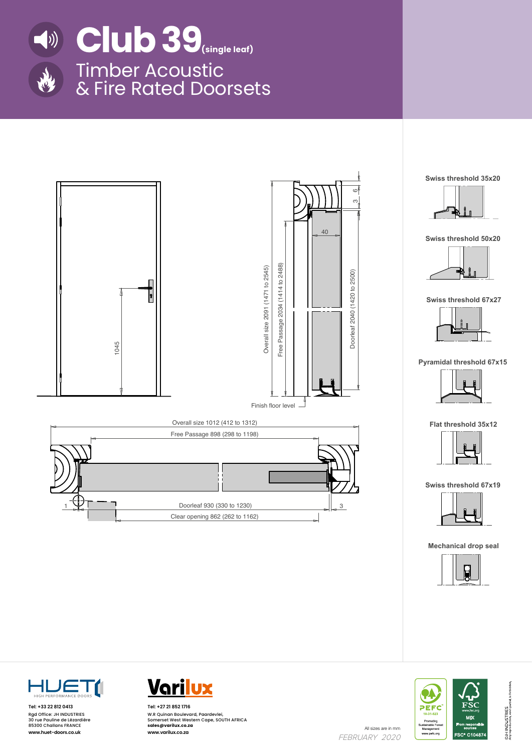# Club 39 (single leaf)

## Timber Acoustic & Fire Rated Doorsets

1045

Overall size 2091 (1471 to 2545)

Free Passage 2034 (1414 to 2488)

Doorleaf 2040 (1420 to 2500)

40

6

3

Finish floor level

Overall size 1012 (412 to 1312)

Free Passage 898 (298 to 1198)

1

Doorleaf 930 (330 to 1230)

3

Clear opening 862 (262 to 1162)

**Swiss threshold 35x20**

**Swiss threshold 50x20**

**Swiss threshold 67x27**

**Pyramidal threshold 67x15**

**Flat threshold 35x12**

**Swiss threshold 67x19**

**Mechanical drop seal**

HUET HIGH PERFORMANCE DOORS

**Tel: +33 22 812 0413**
Rgd Office: JH INDUSTRIES
30 rue Pauline de Lézardière
85300 Challans FRANCE
**www.huet-doors.co.uk**

Varilux

**Tel: +27 21 852 1716**
W.R Quinan Boulevard, Paardevlei,
Somerset West Western Cape, SOUTH AFRICA
**sales@varilux.co.za**
**www.varilux.co.za**

All sizes are in mm

*FEBRUARY 2020*

PEFC 10-31-523 Promoting Sustainable Forest Management www.pefc.org

FSC www.fsc.org MIX From responsible sources FSC® C104874

©JH INDUSTRIES Any reproduction, even partial, is forbidden.